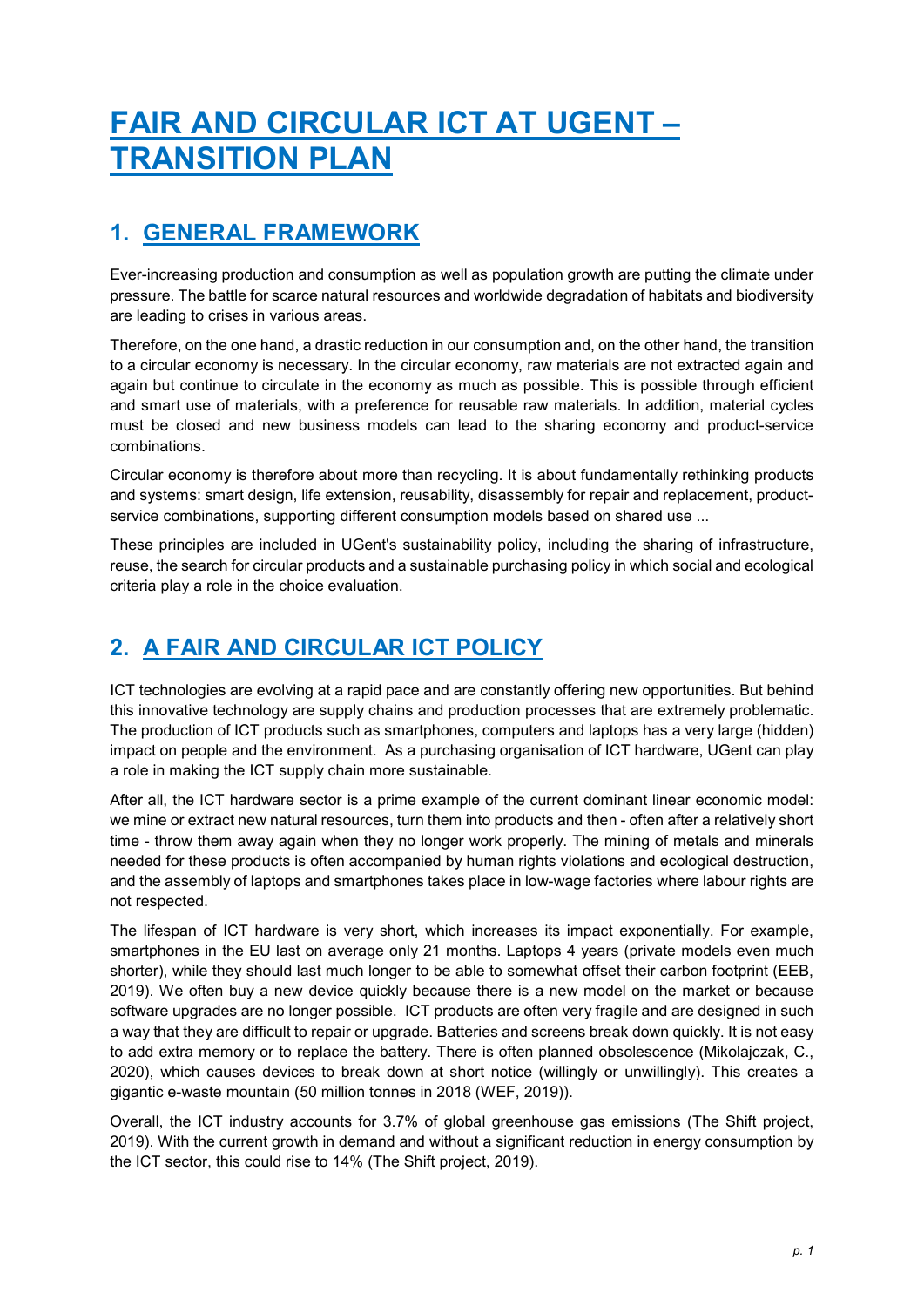# FAIR AND CIRCULAR ICT AT UGENT – TRANSITION PLAN

## 1. GENERAL FRAMEWORK

Ever-increasing production and consumption as well as population growth are putting the climate under pressure. The battle for scarce natural resources and worldwide degradation of habitats and biodiversity are leading to crises in various areas.

Therefore, on the one hand, a drastic reduction in our consumption and, on the other hand, the transition to a circular economy is necessary. In the circular economy, raw materials are not extracted again and again but continue to circulate in the economy as much as possible. This is possible through efficient and smart use of materials, with a preference for reusable raw materials. In addition, material cycles must be closed and new business models can lead to the sharing economy and product-service combinations.

Circular economy is therefore about more than recycling. It is about fundamentally rethinking products and systems: smart design, life extension, reusability, disassembly for repair and replacement, product-service combinations, supporting different consumption models based on shared use ...

These principles are included in UGent's sustainability policy, including the sharing of infrastructure, reuse, the search for circular products and a sustainable purchasing policy in which social and ecological criteria play a role in the choice evaluation.

## 2. A FAIR AND CIRCULAR ICT POLICY

ICT technologies are evolving at a rapid pace and are constantly offering new opportunities. But behind this innovative technology are supply chains and production processes that are extremely problematic. The production of ICT products such as smartphones, computers and laptops has a very large (hidden) impact on people and the environment. As a purchasing organisation of ICT hardware, UGent can play a role in making the ICT supply chain more sustainable.

After all, the ICT hardware sector is a prime example of the current dominant linear economic model: we mine or extract new natural resources, turn them into products and then - often after a relatively short time - throw them away again when they no longer work properly. The mining of metals and minerals needed for these products is often accompanied by human rights violations and ecological destruction, and the assembly of laptops and smartphones takes place in low-wage factories where labour rights are not respected.

The lifespan of ICT hardware is very short, which increases its impact exponentially. For example, smartphones in the EU last on average only 21 months. Laptops 4 years (private models even much shorter), while they should last much longer to be able to somewhat offset their carbon footprint (EEB, 2019). We often buy a new device quickly because there is a new model on the market or because software upgrades are no longer possible. ICT products are often very fragile and are designed in such a way that they are difficult to repair or upgrade. Batteries and screens break down quickly. It is not easy to add extra memory or to replace the battery. There is often planned obsolescence (Mikolajczak, C., 2020), which causes devices to break down at short notice (willingly or unwillingly). This creates a gigantic e-waste mountain (50 million tonnes in 2018 (WEF, 2019)).

Overall, the ICT industry accounts for 3.7% of global greenhouse gas emissions (The Shift project, 2019). With the current growth in demand and without a significant reduction in energy consumption by the ICT sector, this could rise to 14% (The Shift project, 2019).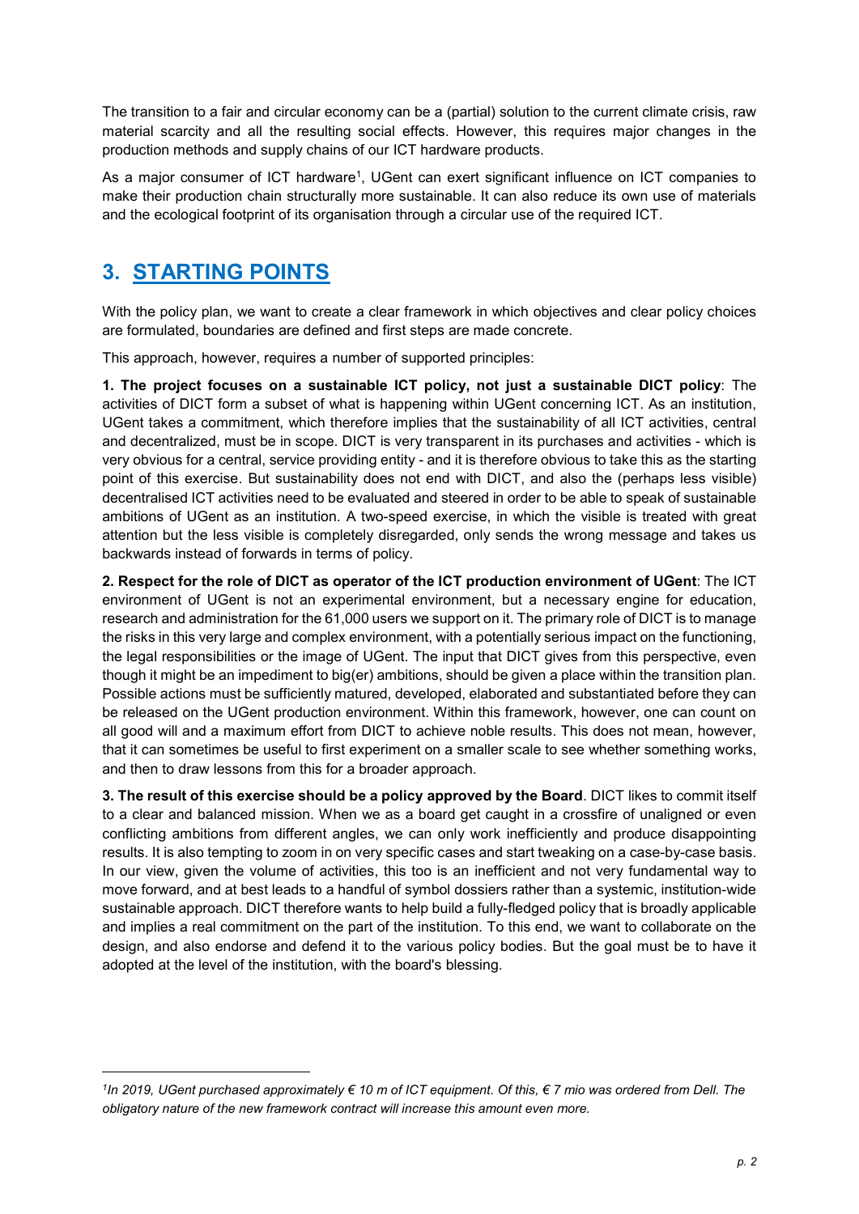The transition to a fair and circular economy can be a (partial) solution to the current climate crisis, raw material scarcity and all the resulting social effects. However, this requires major changes in the production methods and supply chains of our ICT hardware products.

As a major consumer of ICT hardware[1], UGent can exert significant influence on ICT companies to make their production chain structurally more sustainable. It can also reduce its own use of materials and the ecological footprint of its organisation through a circular use of the required ICT.

## 3. STARTING POINTS

With the policy plan, we want to create a clear framework in which objectives and clear policy choices are formulated, boundaries are defined and first steps are made concrete.

This approach, however, requires a number of supported principles:

**1. The project focuses on a sustainable ICT policy, not just a sustainable DICT policy**: The activities of DICT form a subset of what is happening within UGent concerning ICT. As an institution, UGent takes a commitment, which therefore implies that the sustainability of all ICT activities, central and decentralized, must be in scope. DICT is very transparent in its purchases and activities - which is very obvious for a central, service providing entity - and it is therefore obvious to take this as the starting point of this exercise. But sustainability does not end with DICT, and also the (perhaps less visible) decentralised ICT activities need to be evaluated and steered in order to be able to speak of sustainable ambitions of UGent as an institution. A two-speed exercise, in which the visible is treated with great attention but the less visible is completely disregarded, only sends the wrong message and takes us backwards instead of forwards in terms of policy.

**2. Respect for the role of DICT as operator of the ICT production environment of UGent**: The ICT environment of UGent is not an experimental environment, but a necessary engine for education, research and administration for the 61,000 users we support on it. The primary role of DICT is to manage the risks in this very large and complex environment, with a potentially serious impact on the functioning, the legal responsibilities or the image of UGent. The input that DICT gives from this perspective, even though it might be an impediment to big(er) ambitions, should be given a place within the transition plan. Possible actions must be sufficiently matured, developed, elaborated and substantiated before they can be released on the UGent production environment. Within this framework, however, one can count on all good will and a maximum effort from DICT to achieve noble results. This does not mean, however, that it can sometimes be useful to first experiment on a smaller scale to see whether something works, and then to draw lessons from this for a broader approach.

**3. The result of this exercise should be a policy approved by the Board**. DICT likes to commit itself to a clear and balanced mission. When we as a board get caught in a crossfire of unaligned or even conflicting ambitions from different angles, we can only work inefficiently and produce disappointing results. It is also tempting to zoom in on very specific cases and start tweaking on a case-by-case basis. In our view, given the volume of activities, this too is an inefficient and not very fundamental way to move forward, and at best leads to a handful of symbol dossiers rather than a systemic, institution-wide sustainable approach. DICT therefore wants to help build a fully-fledged policy that is broadly applicable and implies a real commitment on the part of the institution. To this end, we want to collaborate on the design, and also endorse and defend it to the various policy bodies. But the goal must be to have it adopted at the level of the institution, with the board's blessing.

---

*[1] In 2019, UGent purchased approximately € 10 m of ICT equipment. Of this, € 7 mio was ordered from Dell. The obligatory nature of the new framework contract will increase this amount even more.*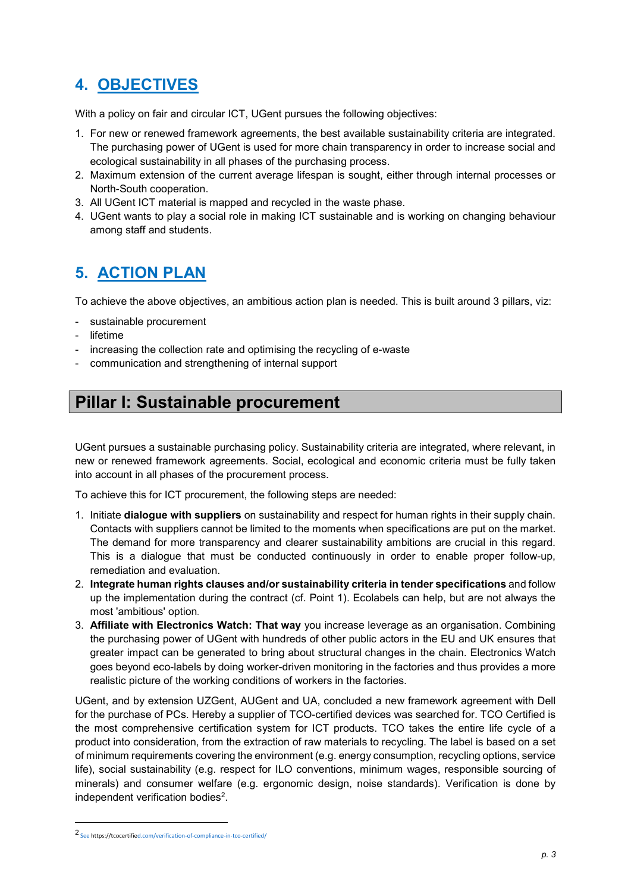## 4. OBJECTIVES

With a policy on fair and circular ICT, UGent pursues the following objectives:

1. For new or renewed framework agreements, the best available sustainability criteria are integrated. The purchasing power of UGent is used for more chain transparency in order to increase social and ecological sustainability in all phases of the purchasing process.
2. Maximum extension of the current average lifespan is sought, either through internal processes or North-South cooperation.
3. All UGent ICT material is mapped and recycled in the waste phase.
4. UGent wants to play a social role in making ICT sustainable and is working on changing behaviour among staff and students.

## 5. ACTION PLAN

To achieve the above objectives, an ambitious action plan is needed. This is built around 3 pillars, viz:

- sustainable procurement
- lifetime
- increasing the collection rate and optimising the recycling of e-waste
- communication and strengthening of internal support

### Pillar I: Sustainable procurement

UGent pursues a sustainable purchasing policy. Sustainability criteria are integrated, where relevant, in new or renewed framework agreements. Social, ecological and economic criteria must be fully taken into account in all phases of the procurement process.

To achieve this for ICT procurement, the following steps are needed:

1. Initiate **dialogue with suppliers** on sustainability and respect for human rights in their supply chain. Contacts with suppliers cannot be limited to the moments when specifications are put on the market. The demand for more transparency and clearer sustainability ambitions are crucial in this regard. This is a dialogue that must be conducted continuously in order to enable proper follow-up, remediation and evaluation.
2. **Integrate human rights clauses and/or sustainability criteria in tender specifications** and follow up the implementation during the contract (cf. Point 1). Ecolabels can help, but are not always the most 'ambitious' option.
3. **Affiliate with Electronics Watch: That way** you increase leverage as an organisation. Combining the purchasing power of UGent with hundreds of other public actors in the EU and UK ensures that greater impact can be generated to bring about structural changes in the chain. Electronics Watch goes beyond eco-labels by doing worker-driven monitoring in the factories and thus provides a more realistic picture of the working conditions of workers in the factories.

UGent, and by extension UZGent, AUGent and UA, concluded a new framework agreement with Dell for the purchase of PCs. Hereby a supplier of TCO-certified devices was searched for. TCO Certified is the most comprehensive certification system for ICT products. TCO takes the entire life cycle of a product into consideration, from the extraction of raw materials to recycling. The label is based on a set of minimum requirements covering the environment (e.g. energy consumption, recycling options, service life), social sustainability (e.g. respect for ILO conventions, minimum wages, responsible sourcing of minerals) and consumer welfare (e.g. ergonomic design, noise standards). Verification is done by independent verification bodies[2].

[2] See https://tcocertified.com/verification-of-compliance-in-tco-certified/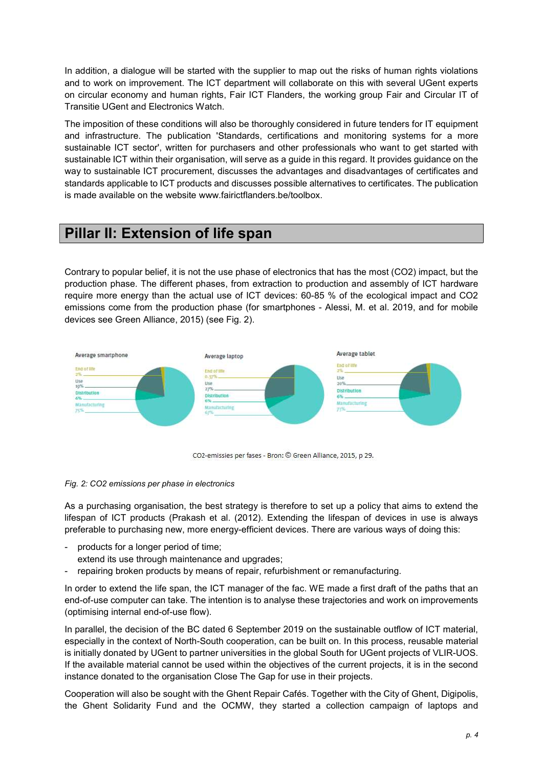In addition, a dialogue will be started with the supplier to map out the risks of human rights violations and to work on improvement. The ICT department will collaborate on this with several UGent experts on circular economy and human rights, Fair ICT Flanders, the working group Fair and Circular IT of Transitie UGent and Electronics Watch.

The imposition of these conditions will also be thoroughly considered in future tenders for IT equipment and infrastructure. The publication 'Standards, certifications and monitoring systems for a more sustainable ICT sector', written for purchasers and other professionals who want to get started with sustainable ICT within their organisation, will serve as a guide in this regard. It provides guidance on the way to sustainable ICT procurement, discusses the advantages and disadvantages of certificates and standards applicable to ICT products and discusses possible alternatives to certificates. The publication is made available on the website www.fairictflanders.be/toolbox.

## Pillar II: Extension of life span

Contrary to popular belief, it is not the use phase of electronics that has the most (CO2) impact, but the production phase. The different phases, from extraction to production and assembly of ICT hardware require more energy than the actual use of ICT devices: 60-85 % of the ecological impact and CO2 emissions come from the production phase (for smartphones - Alessi, M. et al. 2019, and for mobile devices see Green Alliance, 2015) (see Fig. 2).

| | Average smartphone | Average laptop | Average tablet |
|---|---|---|---|
| End of life | 2% | 0.37% | 2% |
| Use | 19% | 27% | 20% |
| Distribution | 6% | 6% | 6% |
| Manufacturing | 75% | 67% | 73% |

CO2-emissies per fases - Bron: © Green Alliance, 2015, p 29.

*Fig. 2: CO2 emissions per phase in electronics*

As a purchasing organisation, the best strategy is therefore to set up a policy that aims to extend the lifespan of ICT products (Prakash et al. (2012). Extending the lifespan of devices in use is always preferable to purchasing new, more energy-efficient devices. There are various ways of doing this:

- products for a longer period of time;
  extend its use through maintenance and upgrades;
- repairing broken products by means of repair, refurbishment or remanufacturing.

In order to extend the life span, the ICT manager of the fac. WE made a first draft of the paths that an end-of-use computer can take. The intention is to analyse these trajectories and work on improvements (optimising internal end-of-use flow).

In parallel, the decision of the BC dated 6 September 2019 on the sustainable outflow of ICT material, especially in the context of North-South cooperation, can be built on. In this process, reusable material is initially donated by UGent to partner universities in the global South for UGent projects of VLIR-UOS. If the available material cannot be used within the objectives of the current projects, it is in the second instance donated to the organisation Close The Gap for use in their projects.

Cooperation will also be sought with the Ghent Repair Cafés. Together with the City of Ghent, Digipolis, the Ghent Solidarity Fund and the OCMW, they started a collection campaign of laptops and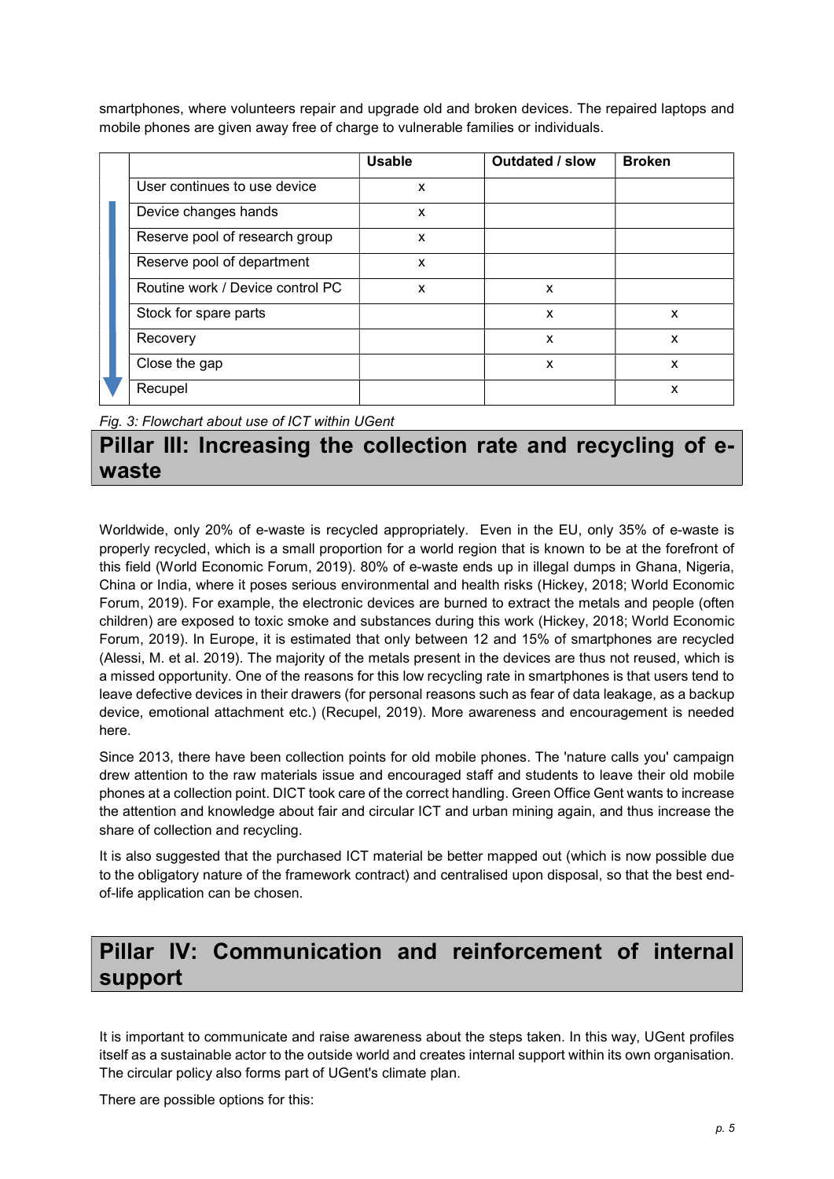smartphones, where volunteers repair and upgrade old and broken devices. The repaired laptops and mobile phones are given away free of charge to vulnerable families or individuals.

| | Usable | Outdated / slow | Broken |
|---|---|---|---|
| User continues to use device | x | | |
| Device changes hands | x | | |
| Reserve pool of research group | x | | |
| Reserve pool of department | x | | |
| Routine work / Device control PC | x | x | |
| Stock for spare parts | | x | x |
| Recovery | | x | x |
| Close the gap | | x | x |
| Recupel | | | x |

*Fig. 3: Flowchart about use of ICT within UGent*

## Pillar III: Increasing the collection rate and recycling of e-waste

Worldwide, only 20% of e-waste is recycled appropriately. Even in the EU, only 35% of e-waste is properly recycled, which is a small proportion for a world region that is known to be at the forefront of this field (World Economic Forum, 2019). 80% of e-waste ends up in illegal dumps in Ghana, Nigeria, China or India, where it poses serious environmental and health risks (Hickey, 2018; World Economic Forum, 2019). For example, the electronic devices are burned to extract the metals and people (often children) are exposed to toxic smoke and substances during this work (Hickey, 2018; World Economic Forum, 2019). In Europe, it is estimated that only between 12 and 15% of smartphones are recycled (Alessi, M. et al. 2019). The majority of the metals present in the devices are thus not reused, which is a missed opportunity. One of the reasons for this low recycling rate in smartphones is that users tend to leave defective devices in their drawers (for personal reasons such as fear of data leakage, as a backup device, emotional attachment etc.) (Recupel, 2019). More awareness and encouragement is needed here.

Since 2013, there have been collection points for old mobile phones. The 'nature calls you' campaign drew attention to the raw materials issue and encouraged staff and students to leave their old mobile phones at a collection point. DICT took care of the correct handling. Green Office Gent wants to increase the attention and knowledge about fair and circular ICT and urban mining again, and thus increase the share of collection and recycling.

It is also suggested that the purchased ICT material be better mapped out (which is now possible due to the obligatory nature of the framework contract) and centralised upon disposal, so that the best end-of-life application can be chosen.

## Pillar IV: Communication and reinforcement of internal support

It is important to communicate and raise awareness about the steps taken. In this way, UGent profiles itself as a sustainable actor to the outside world and creates internal support within its own organisation. The circular policy also forms part of UGent's climate plan.

There are possible options for this: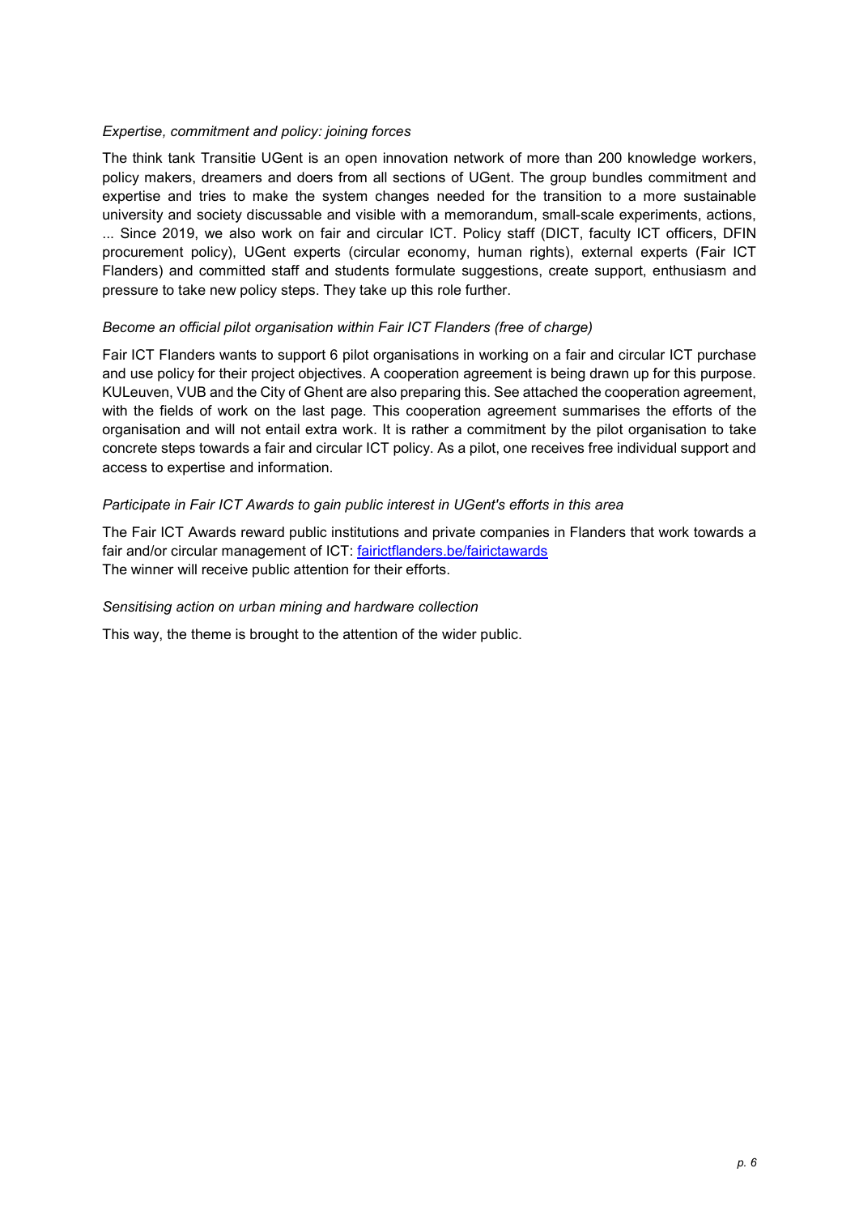*Expertise, commitment and policy: joining forces*

The think tank Transitie UGent is an open innovation network of more than 200 knowledge workers, policy makers, dreamers and doers from all sections of UGent. The group bundles commitment and expertise and tries to make the system changes needed for the transition to a more sustainable university and society discussable and visible with a memorandum, small-scale experiments, actions, ... Since 2019, we also work on fair and circular ICT. Policy staff (DICT, faculty ICT officers, DFIN procurement policy), UGent experts (circular economy, human rights), external experts (Fair ICT Flanders) and committed staff and students formulate suggestions, create support, enthusiasm and pressure to take new policy steps. They take up this role further.

*Become an official pilot organisation within Fair ICT Flanders (free of charge)*

Fair ICT Flanders wants to support 6 pilot organisations in working on a fair and circular ICT purchase and use policy for their project objectives. A cooperation agreement is being drawn up for this purpose. KULeuven, VUB and the City of Ghent are also preparing this. See attached the cooperation agreement, with the fields of work on the last page. This cooperation agreement summarises the efforts of the organisation and will not entail extra work. It is rather a commitment by the pilot organisation to take concrete steps towards a fair and circular ICT policy. As a pilot, one receives free individual support and access to expertise and information.

*Participate in Fair ICT Awards to gain public interest in UGent's efforts in this area*

The Fair ICT Awards reward public institutions and private companies in Flanders that work towards a fair and/or circular management of ICT: [fairictflanders.be/fairictawards](fairictflanders.be/fairictawards)
The winner will receive public attention for their efforts.

*Sensitising action on urban mining and hardware collection*

This way, the theme is brought to the attention of the wider public.